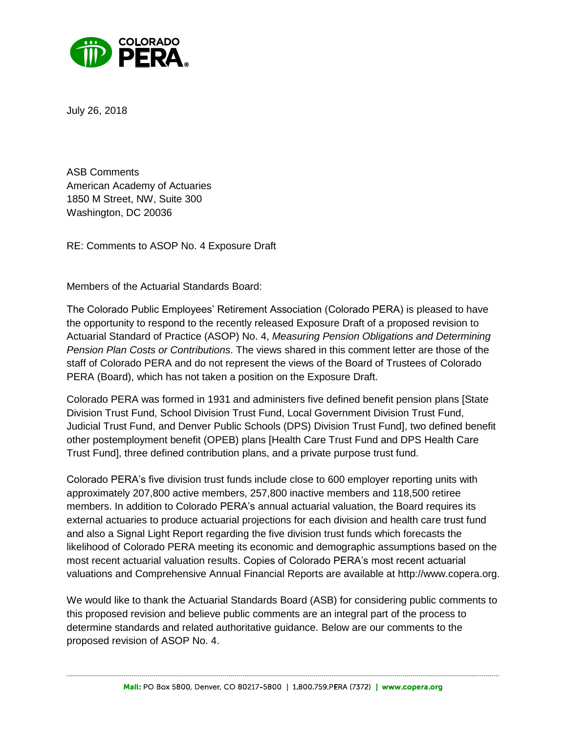COLORADO PERA

July 26, 2018

ASB Comments
American Academy of Actuaries
1850 M Street, NW, Suite 300
Washington, DC 20036

RE: Comments to ASOP No. 4 Exposure Draft

Members of the Actuarial Standards Board:

The Colorado Public Employees' Retirement Association (Colorado PERA) is pleased to have the opportunity to respond to the recently released Exposure Draft of a proposed revision to Actuarial Standard of Practice (ASOP) No. 4, *Measuring Pension Obligations and Determining Pension Plan Costs or Contributions*. The views shared in this comment letter are those of the staff of Colorado PERA and do not represent the views of the Board of Trustees of Colorado PERA (Board), which has not taken a position on the Exposure Draft.

Colorado PERA was formed in 1931 and administers five defined benefit pension plans [State Division Trust Fund, School Division Trust Fund, Local Government Division Trust Fund, Judicial Trust Fund, and Denver Public Schools (DPS) Division Trust Fund], two defined benefit other postemployment benefit (OPEB) plans [Health Care Trust Fund and DPS Health Care Trust Fund], three defined contribution plans, and a private purpose trust fund.

Colorado PERA's five division trust funds include close to 600 employer reporting units with approximately 207,800 active members, 257,800 inactive members and 118,500 retiree members. In addition to Colorado PERA's annual actuarial valuation, the Board requires its external actuaries to produce actuarial projections for each division and health care trust fund and also a Signal Light Report regarding the five division trust funds which forecasts the likelihood of Colorado PERA meeting its economic and demographic assumptions based on the most recent actuarial valuation results. Copies of Colorado PERA's most recent actuarial valuations and Comprehensive Annual Financial Reports are available at http://www.copera.org.

We would like to thank the Actuarial Standards Board (ASB) for considering public comments to this proposed revision and believe public comments are an integral part of the process to determine standards and related authoritative guidance. Below are our comments to the proposed revision of ASOP No. 4.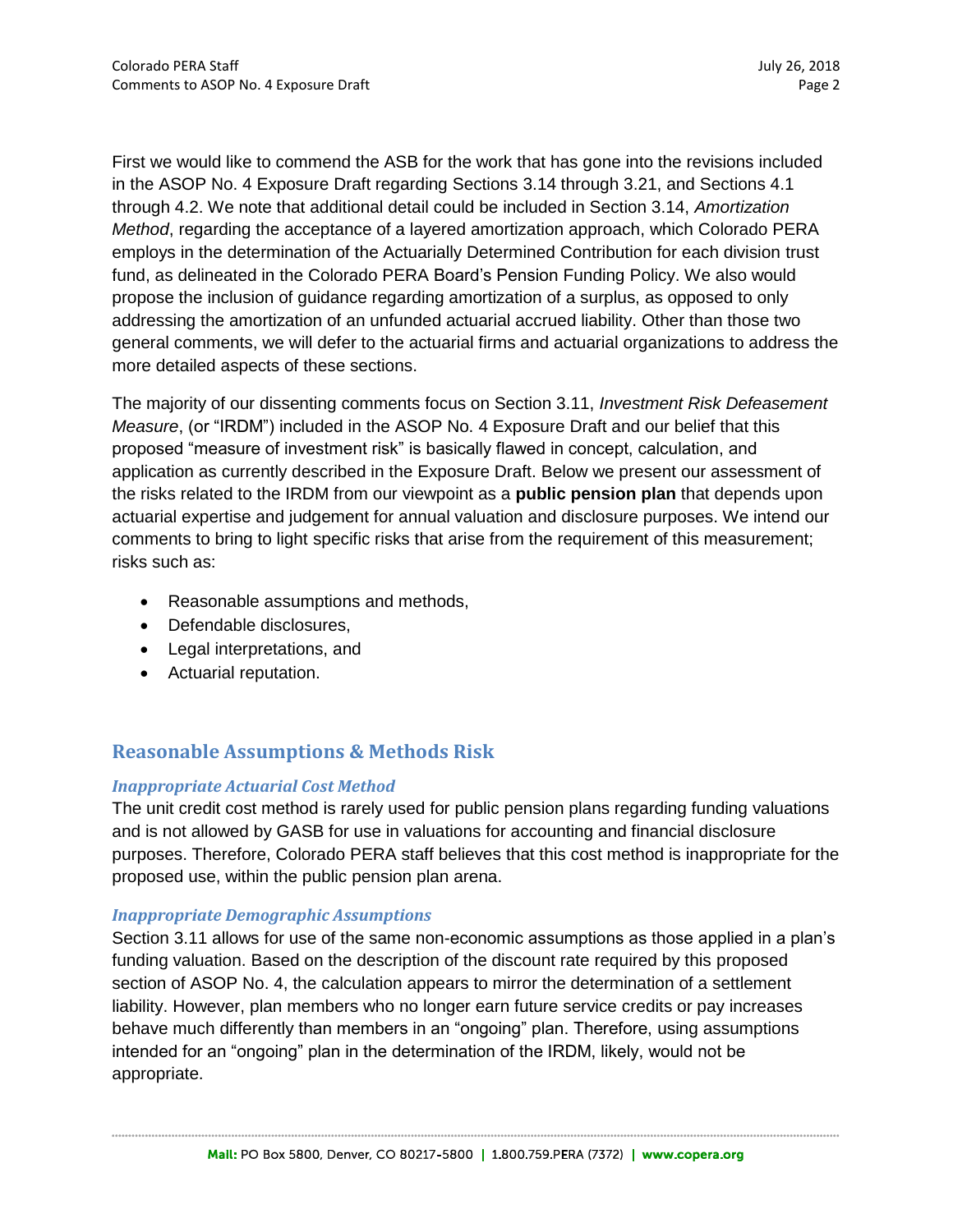First we would like to commend the ASB for the work that has gone into the revisions included in the ASOP No. 4 Exposure Draft regarding Sections 3.14 through 3.21, and Sections 4.1 through 4.2. We note that additional detail could be included in Section 3.14, *Amortization Method*, regarding the acceptance of a layered amortization approach, which Colorado PERA employs in the determination of the Actuarially Determined Contribution for each division trust fund, as delineated in the Colorado PERA Board's Pension Funding Policy. We also would propose the inclusion of guidance regarding amortization of a surplus, as opposed to only addressing the amortization of an unfunded actuarial accrued liability. Other than those two general comments, we will defer to the actuarial firms and actuarial organizations to address the more detailed aspects of these sections.

The majority of our dissenting comments focus on Section 3.11, *Investment Risk Defeasement Measure*, (or "IRDM") included in the ASOP No. 4 Exposure Draft and our belief that this proposed "measure of investment risk" is basically flawed in concept, calculation, and application as currently described in the Exposure Draft. Below we present our assessment of the risks related to the IRDM from our viewpoint as a **public pension plan** that depends upon actuarial expertise and judgement for annual valuation and disclosure purposes. We intend our comments to bring to light specific risks that arise from the requirement of this measurement; risks such as:

- Reasonable assumptions and methods,
- Defendable disclosures,
- Legal interpretations, and
- Actuarial reputation.

## Reasonable Assumptions & Methods Risk

### *Inappropriate Actuarial Cost Method*

The unit credit cost method is rarely used for public pension plans regarding funding valuations and is not allowed by GASB for use in valuations for accounting and financial disclosure purposes. Therefore, Colorado PERA staff believes that this cost method is inappropriate for the proposed use, within the public pension plan arena.

### *Inappropriate Demographic Assumptions*

Section 3.11 allows for use of the same non-economic assumptions as those applied in a plan's funding valuation. Based on the description of the discount rate required by this proposed section of ASOP No. 4, the calculation appears to mirror the determination of a settlement liability. However, plan members who no longer earn future service credits or pay increases behave much differently than members in an "ongoing" plan. Therefore, using assumptions intended for an "ongoing" plan in the determination of the IRDM, likely, would not be appropriate.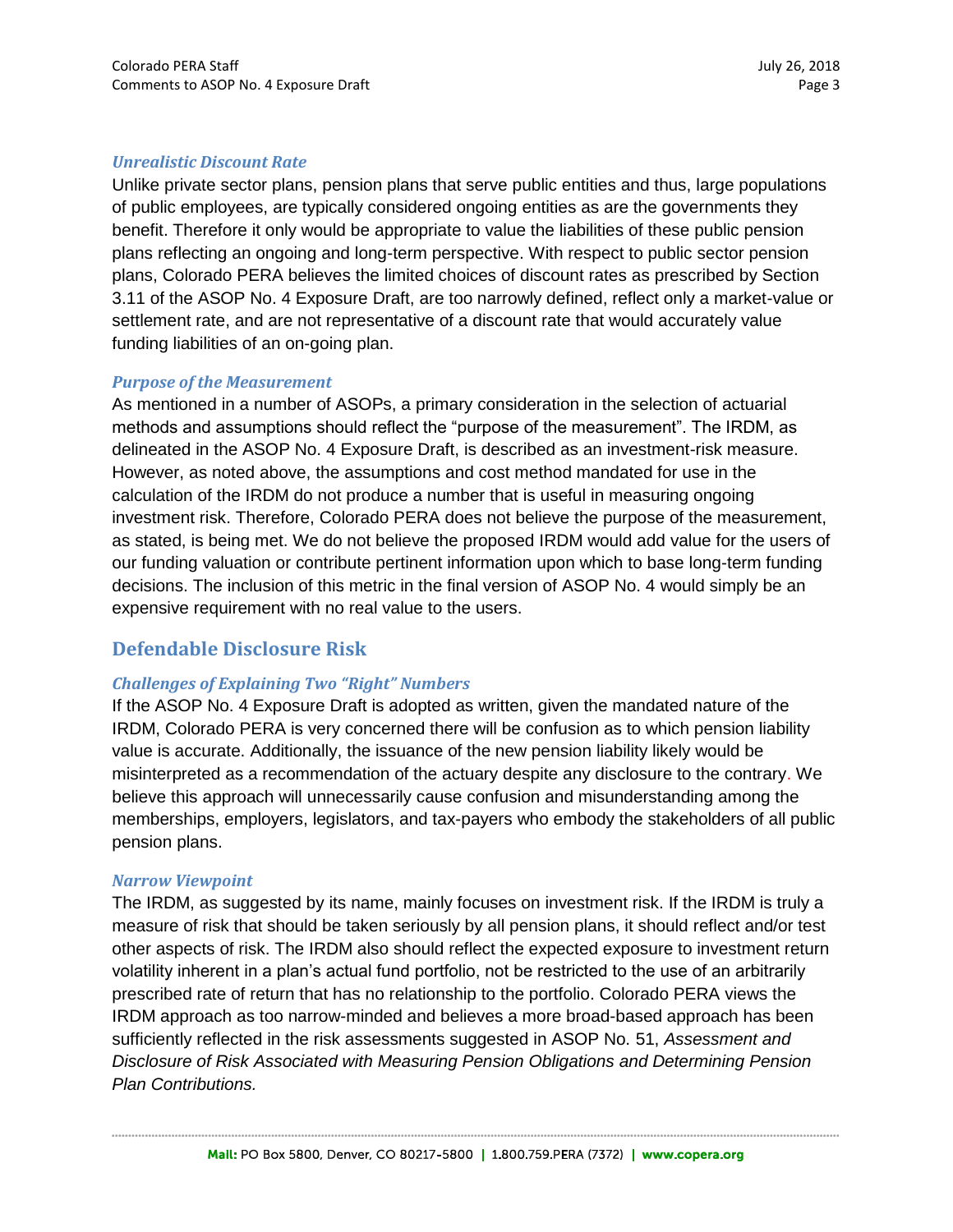### *Unrealistic Discount Rate*

Unlike private sector plans, pension plans that serve public entities and thus, large populations of public employees, are typically considered ongoing entities as are the governments they benefit. Therefore it only would be appropriate to value the liabilities of these public pension plans reflecting an ongoing and long-term perspective. With respect to public sector pension plans, Colorado PERA believes the limited choices of discount rates as prescribed by Section 3.11 of the ASOP No. 4 Exposure Draft, are too narrowly defined, reflect only a market-value or settlement rate, and are not representative of a discount rate that would accurately value funding liabilities of an on-going plan.

### *Purpose of the Measurement*

As mentioned in a number of ASOPs, a primary consideration in the selection of actuarial methods and assumptions should reflect the "purpose of the measurement". The IRDM, as delineated in the ASOP No. 4 Exposure Draft, is described as an investment-risk measure. However, as noted above, the assumptions and cost method mandated for use in the calculation of the IRDM do not produce a number that is useful in measuring ongoing investment risk. Therefore, Colorado PERA does not believe the purpose of the measurement, as stated, is being met. We do not believe the proposed IRDM would add value for the users of our funding valuation or contribute pertinent information upon which to base long-term funding decisions. The inclusion of this metric in the final version of ASOP No. 4 would simply be an expensive requirement with no real value to the users.

## Defendable Disclosure Risk

### *Challenges of Explaining Two "Right" Numbers*

If the ASOP No. 4 Exposure Draft is adopted as written, given the mandated nature of the IRDM, Colorado PERA is very concerned there will be confusion as to which pension liability value is accurate. Additionally, the issuance of the new pension liability likely would be misinterpreted as a recommendation of the actuary despite any disclosure to the contrary. We believe this approach will unnecessarily cause confusion and misunderstanding among the memberships, employers, legislators, and tax-payers who embody the stakeholders of all public pension plans.

### *Narrow Viewpoint*

The IRDM, as suggested by its name, mainly focuses on investment risk. If the IRDM is truly a measure of risk that should be taken seriously by all pension plans, it should reflect and/or test other aspects of risk. The IRDM also should reflect the expected exposure to investment return volatility inherent in a plan's actual fund portfolio, not be restricted to the use of an arbitrarily prescribed rate of return that has no relationship to the portfolio. Colorado PERA views the IRDM approach as too narrow-minded and believes a more broad-based approach has been sufficiently reflected in the risk assessments suggested in ASOP No. 51, *Assessment and Disclosure of Risk Associated with Measuring Pension Obligations and Determining Pension Plan Contributions.*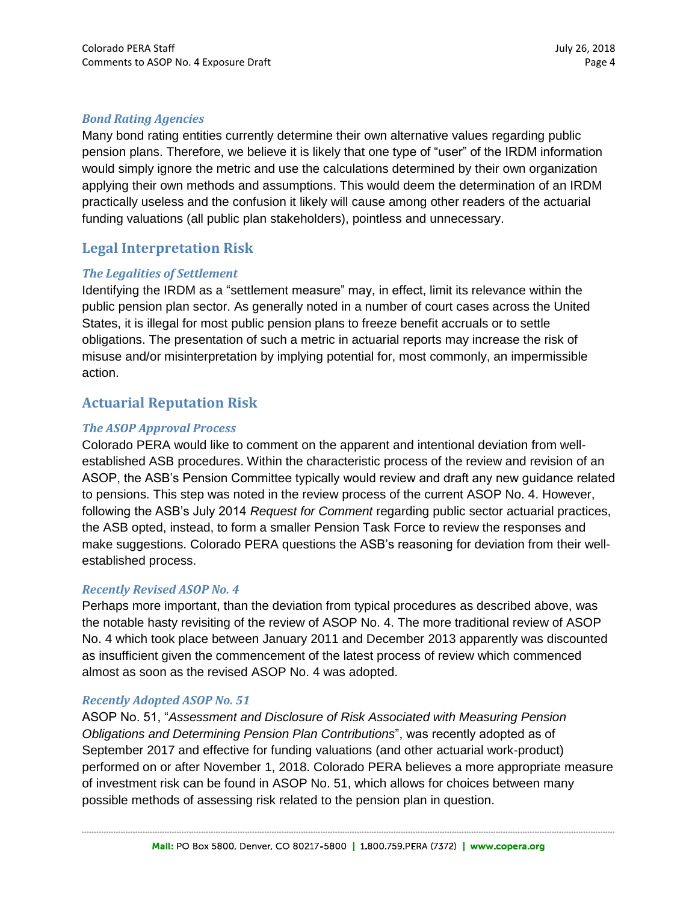### *Bond Rating Agencies*

Many bond rating entities currently determine their own alternative values regarding public pension plans. Therefore, we believe it is likely that one type of "user" of the IRDM information would simply ignore the metric and use the calculations determined by their own organization applying their own methods and assumptions. This would deem the determination of an IRDM practically useless and the confusion it likely will cause among other readers of the actuarial funding valuations (all public plan stakeholders), pointless and unnecessary.

## Legal Interpretation Risk

### *The Legalities of Settlement*

Identifying the IRDM as a "settlement measure" may, in effect, limit its relevance within the public pension plan sector. As generally noted in a number of court cases across the United States, it is illegal for most public pension plans to freeze benefit accruals or to settle obligations. The presentation of such a metric in actuarial reports may increase the risk of misuse and/or misinterpretation by implying potential for, most commonly, an impermissible action.

## Actuarial Reputation Risk

### *The ASOP Approval Process*

Colorado PERA would like to comment on the apparent and intentional deviation from well-established ASB procedures. Within the characteristic process of the review and revision of an ASOP, the ASB's Pension Committee typically would review and draft any new guidance related to pensions. This step was noted in the review process of the current ASOP No. 4. However, following the ASB's July 2014 *Request for Comment* regarding public sector actuarial practices, the ASB opted, instead, to form a smaller Pension Task Force to review the responses and make suggestions. Colorado PERA questions the ASB's reasoning for deviation from their well-established process.

### *Recently Revised ASOP No. 4*

Perhaps more important, than the deviation from typical procedures as described above, was the notable hasty revisiting of the review of ASOP No. 4. The more traditional review of ASOP No. 4 which took place between January 2011 and December 2013 apparently was discounted as insufficient given the commencement of the latest process of review which commenced almost as soon as the revised ASOP No. 4 was adopted.

### *Recently Adopted ASOP No. 51*

ASOP No. 51, "*Assessment and Disclosure of Risk Associated with Measuring Pension Obligations and Determining Pension Plan Contributions*", was recently adopted as of September 2017 and effective for funding valuations (and other actuarial work-product) performed on or after November 1, 2018. Colorado PERA believes a more appropriate measure of investment risk can be found in ASOP No. 51, which allows for choices between many possible methods of assessing risk related to the pension plan in question.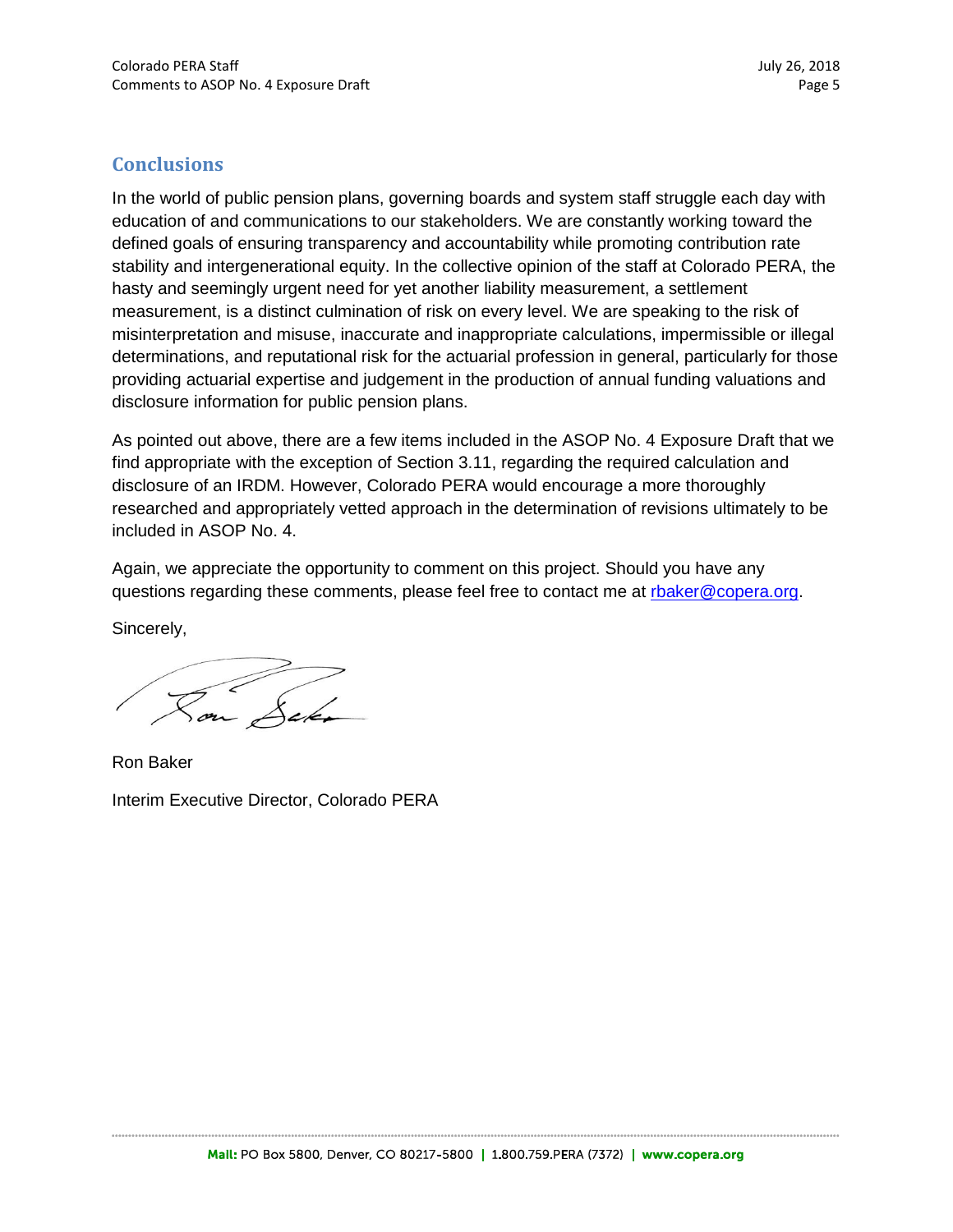## Conclusions

In the world of public pension plans, governing boards and system staff struggle each day with education of and communications to our stakeholders. We are constantly working toward the defined goals of ensuring transparency and accountability while promoting contribution rate stability and intergenerational equity. In the collective opinion of the staff at Colorado PERA, the hasty and seemingly urgent need for yet another liability measurement, a settlement measurement, is a distinct culmination of risk on every level. We are speaking to the risk of misinterpretation and misuse, inaccurate and inappropriate calculations, impermissible or illegal determinations, and reputational risk for the actuarial profession in general, particularly for those providing actuarial expertise and judgement in the production of annual funding valuations and disclosure information for public pension plans.

As pointed out above, there are a few items included in the ASOP No. 4 Exposure Draft that we find appropriate with the exception of Section 3.11, regarding the required calculation and disclosure of an IRDM. However, Colorado PERA would encourage a more thoroughly researched and appropriately vetted approach in the determination of revisions ultimately to be included in ASOP No. 4.

Again, we appreciate the opportunity to comment on this project. Should you have any questions regarding these comments, please feel free to contact me at rbaker@copera.org.

Sincerely,

Ron Baker

Interim Executive Director, Colorado PERA